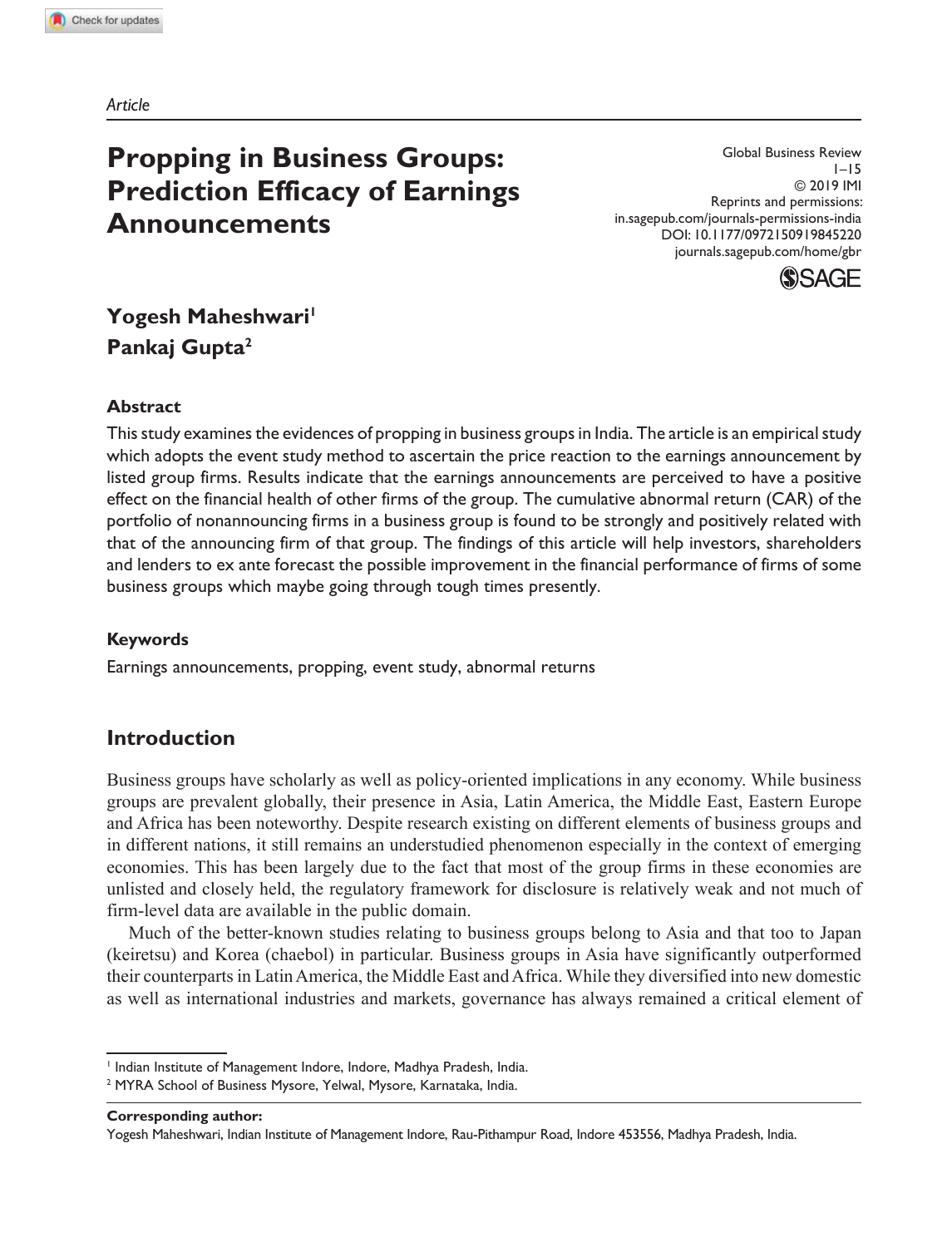*Article*

# Propping in Business Groups: Prediction Efficacy of Earnings Announcements

Global Business Review
© 2019 IMI
Reprints and permissions:
in.sagepub.com/journals-permissions-india
DOI: 10.1177/0972150919845220
journals.sagepub.com/home/gbr

**Yogesh Maheshwari**[1]
**Pankaj Gupta**[2]

## Abstract

This study examines the evidences of propping in business groups in India. The article is an empirical study which adopts the event study method to ascertain the price reaction to the earnings announcement by listed group firms. Results indicate that the earnings announcements are perceived to have a positive effect on the financial health of other firms of the group. The cumulative abnormal return (CAR) of the portfolio of nonannouncing firms in a business group is found to be strongly and positively related with that of the announcing firm of that group. The findings of this article will help investors, shareholders and lenders to ex ante forecast the possible improvement in the financial performance of firms of some business groups which maybe going through tough times presently.

## Keywords

Earnings announcements, propping, event study, abnormal returns

## Introduction

Business groups have scholarly as well as policy-oriented implications in any economy. While business groups are prevalent globally, their presence in Asia, Latin America, the Middle East, Eastern Europe and Africa has been noteworthy. Despite research existing on different elements of business groups and in different nations, it still remains an understudied phenomenon especially in the context of emerging economies. This has been largely due to the fact that most of the group firms in these economies are unlisted and closely held, the regulatory framework for disclosure is relatively weak and not much of firm-level data are available in the public domain.

Much of the better-known studies relating to business groups belong to Asia and that too to Japan (keiretsu) and Korea (chaebol) in particular. Business groups in Asia have significantly outperformed their counterparts in Latin America, the Middle East and Africa. While they diversified into new domestic as well as international industries and markets, governance has always remained a critical element of

---

[1] Indian Institute of Management Indore, Indore, Madhya Pradesh, India.
[2] MYRA School of Business Mysore, Yelwal, Mysore, Karnataka, India.

**Corresponding author:**
Yogesh Maheshwari, Indian Institute of Management Indore, Rau-Pithampur Road, Indore 453556, Madhya Pradesh, India.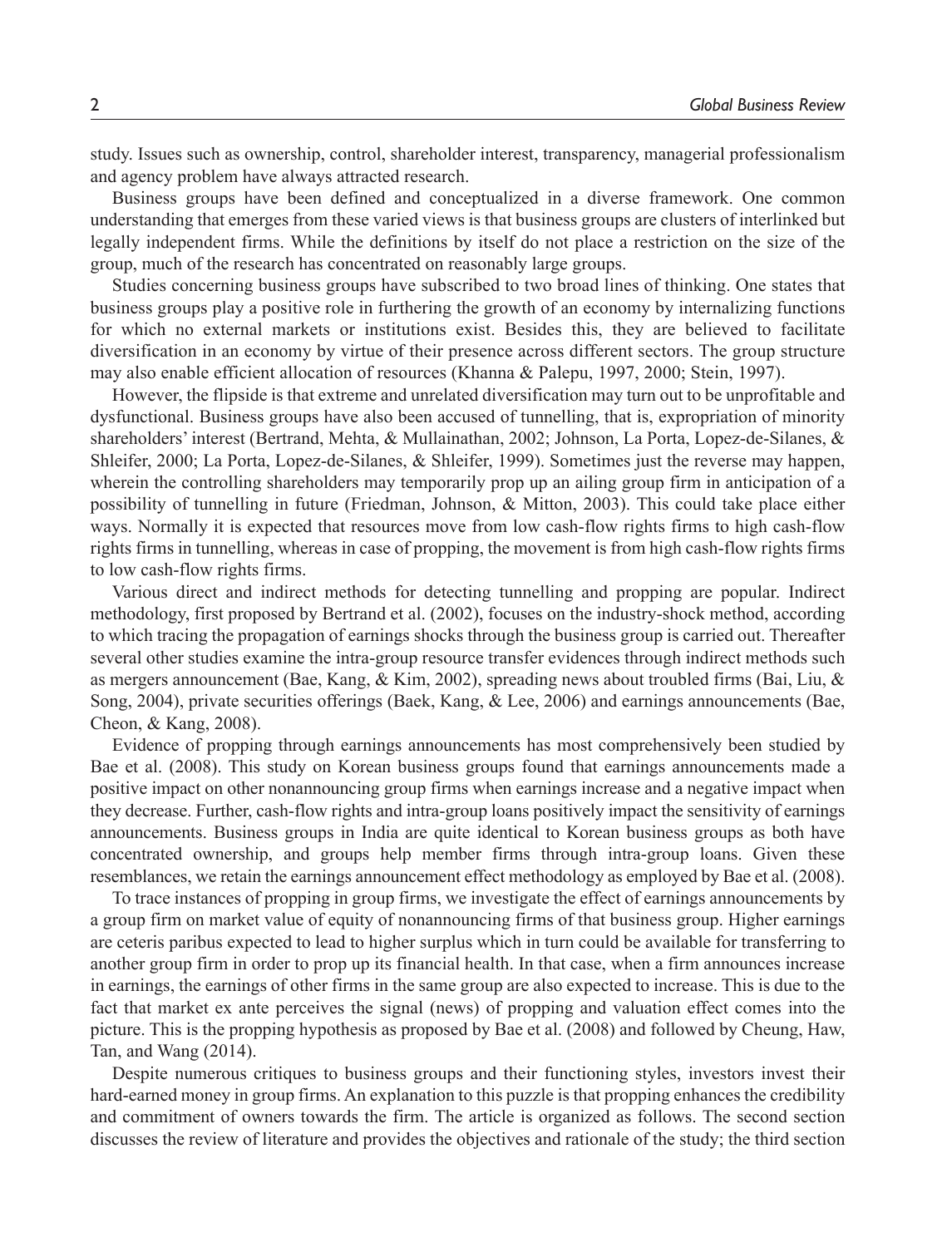study. Issues such as ownership, control, shareholder interest, transparency, managerial professionalism and agency problem have always attracted research.

Business groups have been defined and conceptualized in a diverse framework. One common understanding that emerges from these varied views is that business groups are clusters of interlinked but legally independent firms. While the definitions by itself do not place a restriction on the size of the group, much of the research has concentrated on reasonably large groups.

Studies concerning business groups have subscribed to two broad lines of thinking. One states that business groups play a positive role in furthering the growth of an economy by internalizing functions for which no external markets or institutions exist. Besides this, they are believed to facilitate diversification in an economy by virtue of their presence across different sectors. The group structure may also enable efficient allocation of resources (Khanna & Palepu, 1997, 2000; Stein, 1997).

However, the flipside is that extreme and unrelated diversification may turn out to be unprofitable and dysfunctional. Business groups have also been accused of tunnelling, that is, expropriation of minority shareholders' interest (Bertrand, Mehta, & Mullainathan, 2002; Johnson, La Porta, Lopez-de-Silanes, & Shleifer, 2000; La Porta, Lopez-de-Silanes, & Shleifer, 1999). Sometimes just the reverse may happen, wherein the controlling shareholders may temporarily prop up an ailing group firm in anticipation of a possibility of tunnelling in future (Friedman, Johnson, & Mitton, 2003). This could take place either ways. Normally it is expected that resources move from low cash-flow rights firms to high cash-flow rights firms in tunnelling, whereas in case of propping, the movement is from high cash-flow rights firms to low cash-flow rights firms.

Various direct and indirect methods for detecting tunnelling and propping are popular. Indirect methodology, first proposed by Bertrand et al. (2002), focuses on the industry-shock method, according to which tracing the propagation of earnings shocks through the business group is carried out. Thereafter several other studies examine the intra-group resource transfer evidences through indirect methods such as mergers announcement (Bae, Kang, & Kim, 2002), spreading news about troubled firms (Bai, Liu, & Song, 2004), private securities offerings (Baek, Kang, & Lee, 2006) and earnings announcements (Bae, Cheon, & Kang, 2008).

Evidence of propping through earnings announcements has most comprehensively been studied by Bae et al. (2008). This study on Korean business groups found that earnings announcements made a positive impact on other nonannouncing group firms when earnings increase and a negative impact when they decrease. Further, cash-flow rights and intra-group loans positively impact the sensitivity of earnings announcements. Business groups in India are quite identical to Korean business groups as both have concentrated ownership, and groups help member firms through intra-group loans. Given these resemblances, we retain the earnings announcement effect methodology as employed by Bae et al. (2008).

To trace instances of propping in group firms, we investigate the effect of earnings announcements by a group firm on market value of equity of nonannouncing firms of that business group. Higher earnings are ceteris paribus expected to lead to higher surplus which in turn could be available for transferring to another group firm in order to prop up its financial health. In that case, when a firm announces increase in earnings, the earnings of other firms in the same group are also expected to increase. This is due to the fact that market ex ante perceives the signal (news) of propping and valuation effect comes into the picture. This is the propping hypothesis as proposed by Bae et al. (2008) and followed by Cheung, Haw, Tan, and Wang (2014).

Despite numerous critiques to business groups and their functioning styles, investors invest their hard-earned money in group firms. An explanation to this puzzle is that propping enhances the credibility and commitment of owners towards the firm. The article is organized as follows. The second section discusses the review of literature and provides the objectives and rationale of the study; the third section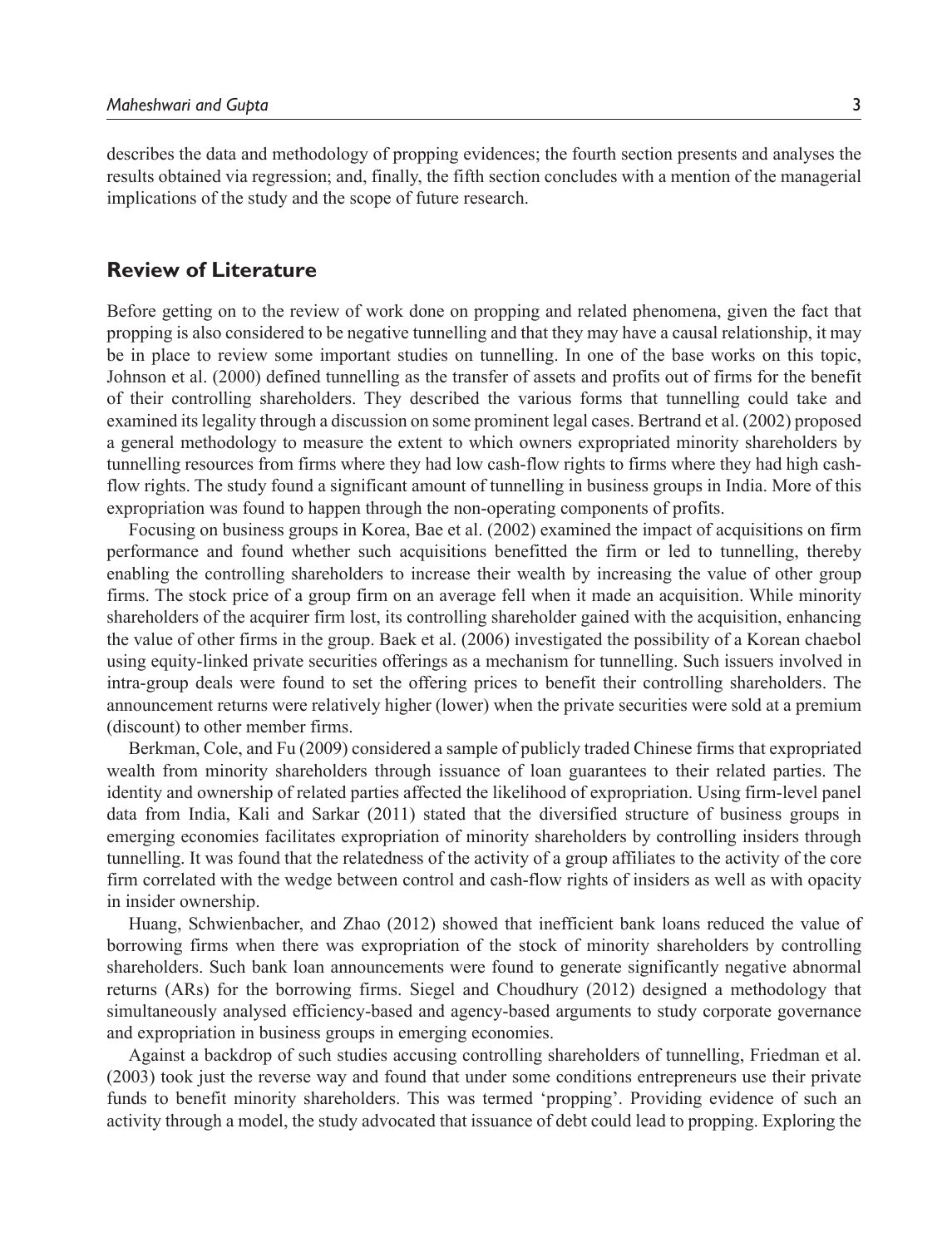describes the data and methodology of propping evidences; the fourth section presents and analyses the results obtained via regression; and, finally, the fifth section concludes with a mention of the managerial implications of the study and the scope of future research.

## Review of Literature

Before getting on to the review of work done on propping and related phenomena, given the fact that propping is also considered to be negative tunnelling and that they may have a causal relationship, it may be in place to review some important studies on tunnelling. In one of the base works on this topic, Johnson et al. (2000) defined tunnelling as the transfer of assets and profits out of firms for the benefit of their controlling shareholders. They described the various forms that tunnelling could take and examined its legality through a discussion on some prominent legal cases. Bertrand et al. (2002) proposed a general methodology to measure the extent to which owners expropriated minority shareholders by tunnelling resources from firms where they had low cash-flow rights to firms where they had high cash-flow rights. The study found a significant amount of tunnelling in business groups in India. More of this expropriation was found to happen through the non-operating components of profits.

Focusing on business groups in Korea, Bae et al. (2002) examined the impact of acquisitions on firm performance and found whether such acquisitions benefitted the firm or led to tunnelling, thereby enabling the controlling shareholders to increase their wealth by increasing the value of other group firms. The stock price of a group firm on an average fell when it made an acquisition. While minority shareholders of the acquirer firm lost, its controlling shareholder gained with the acquisition, enhancing the value of other firms in the group. Baek et al. (2006) investigated the possibility of a Korean chaebol using equity-linked private securities offerings as a mechanism for tunnelling. Such issuers involved in intra-group deals were found to set the offering prices to benefit their controlling shareholders. The announcement returns were relatively higher (lower) when the private securities were sold at a premium (discount) to other member firms.

Berkman, Cole, and Fu (2009) considered a sample of publicly traded Chinese firms that expropriated wealth from minority shareholders through issuance of loan guarantees to their related parties. The identity and ownership of related parties affected the likelihood of expropriation. Using firm-level panel data from India, Kali and Sarkar (2011) stated that the diversified structure of business groups in emerging economies facilitates expropriation of minority shareholders by controlling insiders through tunnelling. It was found that the relatedness of the activity of a group affiliates to the activity of the core firm correlated with the wedge between control and cash-flow rights of insiders as well as with opacity in insider ownership.

Huang, Schwienbacher, and Zhao (2012) showed that inefficient bank loans reduced the value of borrowing firms when there was expropriation of the stock of minority shareholders by controlling shareholders. Such bank loan announcements were found to generate significantly negative abnormal returns (ARs) for the borrowing firms. Siegel and Choudhury (2012) designed a methodology that simultaneously analysed efficiency-based and agency-based arguments to study corporate governance and expropriation in business groups in emerging economies.

Against a backdrop of such studies accusing controlling shareholders of tunnelling, Friedman et al. (2003) took just the reverse way and found that under some conditions entrepreneurs use their private funds to benefit minority shareholders. This was termed 'propping'. Providing evidence of such an activity through a model, the study advocated that issuance of debt could lead to propping. Exploring the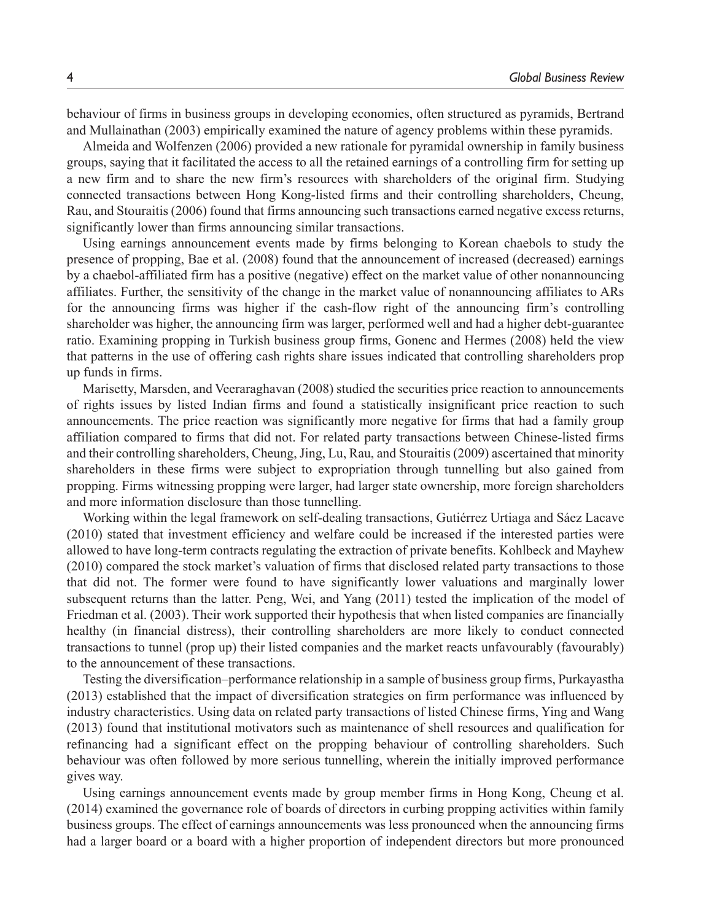behaviour of firms in business groups in developing economies, often structured as pyramids, Bertrand and Mullainathan (2003) empirically examined the nature of agency problems within these pyramids.

Almeida and Wolfenzen (2006) provided a new rationale for pyramidal ownership in family business groups, saying that it facilitated the access to all the retained earnings of a controlling firm for setting up a new firm and to share the new firm's resources with shareholders of the original firm. Studying connected transactions between Hong Kong-listed firms and their controlling shareholders, Cheung, Rau, and Stouraitis (2006) found that firms announcing such transactions earned negative excess returns, significantly lower than firms announcing similar transactions.

Using earnings announcement events made by firms belonging to Korean chaebols to study the presence of propping, Bae et al. (2008) found that the announcement of increased (decreased) earnings by a chaebol-affiliated firm has a positive (negative) effect on the market value of other nonannouncing affiliates. Further, the sensitivity of the change in the market value of nonannouncing affiliates to ARs for the announcing firms was higher if the cash-flow right of the announcing firm's controlling shareholder was higher, the announcing firm was larger, performed well and had a higher debt-guarantee ratio. Examining propping in Turkish business group firms, Gonenc and Hermes (2008) held the view that patterns in the use of offering cash rights share issues indicated that controlling shareholders prop up funds in firms.

Marisetty, Marsden, and Veeraraghavan (2008) studied the securities price reaction to announcements of rights issues by listed Indian firms and found a statistically insignificant price reaction to such announcements. The price reaction was significantly more negative for firms that had a family group affiliation compared to firms that did not. For related party transactions between Chinese-listed firms and their controlling shareholders, Cheung, Jing, Lu, Rau, and Stouraitis (2009) ascertained that minority shareholders in these firms were subject to expropriation through tunnelling but also gained from propping. Firms witnessing propping were larger, had larger state ownership, more foreign shareholders and more information disclosure than those tunnelling.

Working within the legal framework on self-dealing transactions, Gutiérrez Urtiaga and Sáez Lacave (2010) stated that investment efficiency and welfare could be increased if the interested parties were allowed to have long-term contracts regulating the extraction of private benefits. Kohlbeck and Mayhew (2010) compared the stock market's valuation of firms that disclosed related party transactions to those that did not. The former were found to have significantly lower valuations and marginally lower subsequent returns than the latter. Peng, Wei, and Yang (2011) tested the implication of the model of Friedman et al. (2003). Their work supported their hypothesis that when listed companies are financially healthy (in financial distress), their controlling shareholders are more likely to conduct connected transactions to tunnel (prop up) their listed companies and the market reacts unfavourably (favourably) to the announcement of these transactions.

Testing the diversification–performance relationship in a sample of business group firms, Purkayastha (2013) established that the impact of diversification strategies on firm performance was influenced by industry characteristics. Using data on related party transactions of listed Chinese firms, Ying and Wang (2013) found that institutional motivators such as maintenance of shell resources and qualification for refinancing had a significant effect on the propping behaviour of controlling shareholders. Such behaviour was often followed by more serious tunnelling, wherein the initially improved performance gives way.

Using earnings announcement events made by group member firms in Hong Kong, Cheung et al. (2014) examined the governance role of boards of directors in curbing propping activities within family business groups. The effect of earnings announcements was less pronounced when the announcing firms had a larger board or a board with a higher proportion of independent directors but more pronounced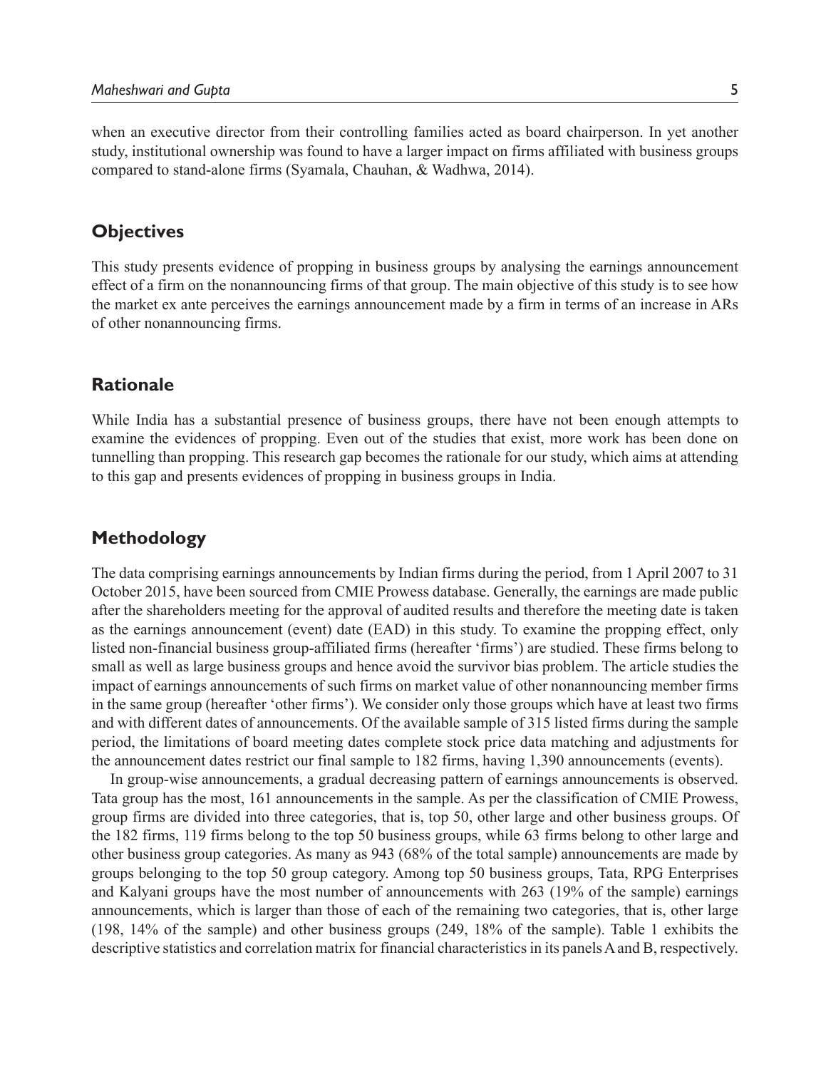when an executive director from their controlling families acted as board chairperson. In yet another study, institutional ownership was found to have a larger impact on firms affiliated with business groups compared to stand-alone firms (Syamala, Chauhan, & Wadhwa, 2014).

## Objectives

This study presents evidence of propping in business groups by analysing the earnings announcement effect of a firm on the nonannouncing firms of that group. The main objective of this study is to see how the market ex ante perceives the earnings announcement made by a firm in terms of an increase in ARs of other nonannouncing firms.

## Rationale

While India has a substantial presence of business groups, there have not been enough attempts to examine the evidences of propping. Even out of the studies that exist, more work has been done on tunnelling than propping. This research gap becomes the rationale for our study, which aims at attending to this gap and presents evidences of propping in business groups in India.

## Methodology

The data comprising earnings announcements by Indian firms during the period, from 1 April 2007 to 31 October 2015, have been sourced from CMIE Prowess database. Generally, the earnings are made public after the shareholders meeting for the approval of audited results and therefore the meeting date is taken as the earnings announcement (event) date (EAD) in this study. To examine the propping effect, only listed non-financial business group-affiliated firms (hereafter 'firms') are studied. These firms belong to small as well as large business groups and hence avoid the survivor bias problem. The article studies the impact of earnings announcements of such firms on market value of other nonannouncing member firms in the same group (hereafter 'other firms'). We consider only those groups which have at least two firms and with different dates of announcements. Of the available sample of 315 listed firms during the sample period, the limitations of board meeting dates complete stock price data matching and adjustments for the announcement dates restrict our final sample to 182 firms, having 1,390 announcements (events).

In group-wise announcements, a gradual decreasing pattern of earnings announcements is observed. Tata group has the most, 161 announcements in the sample. As per the classification of CMIE Prowess, group firms are divided into three categories, that is, top 50, other large and other business groups. Of the 182 firms, 119 firms belong to the top 50 business groups, while 63 firms belong to other large and other business group categories. As many as 943 (68% of the total sample) announcements are made by groups belonging to the top 50 group category. Among top 50 business groups, Tata, RPG Enterprises and Kalyani groups have the most number of announcements with 263 (19% of the sample) earnings announcements, which is larger than those of each of the remaining two categories, that is, other large (198, 14% of the sample) and other business groups (249, 18% of the sample). Table 1 exhibits the descriptive statistics and correlation matrix for financial characteristics in its panels A and B, respectively.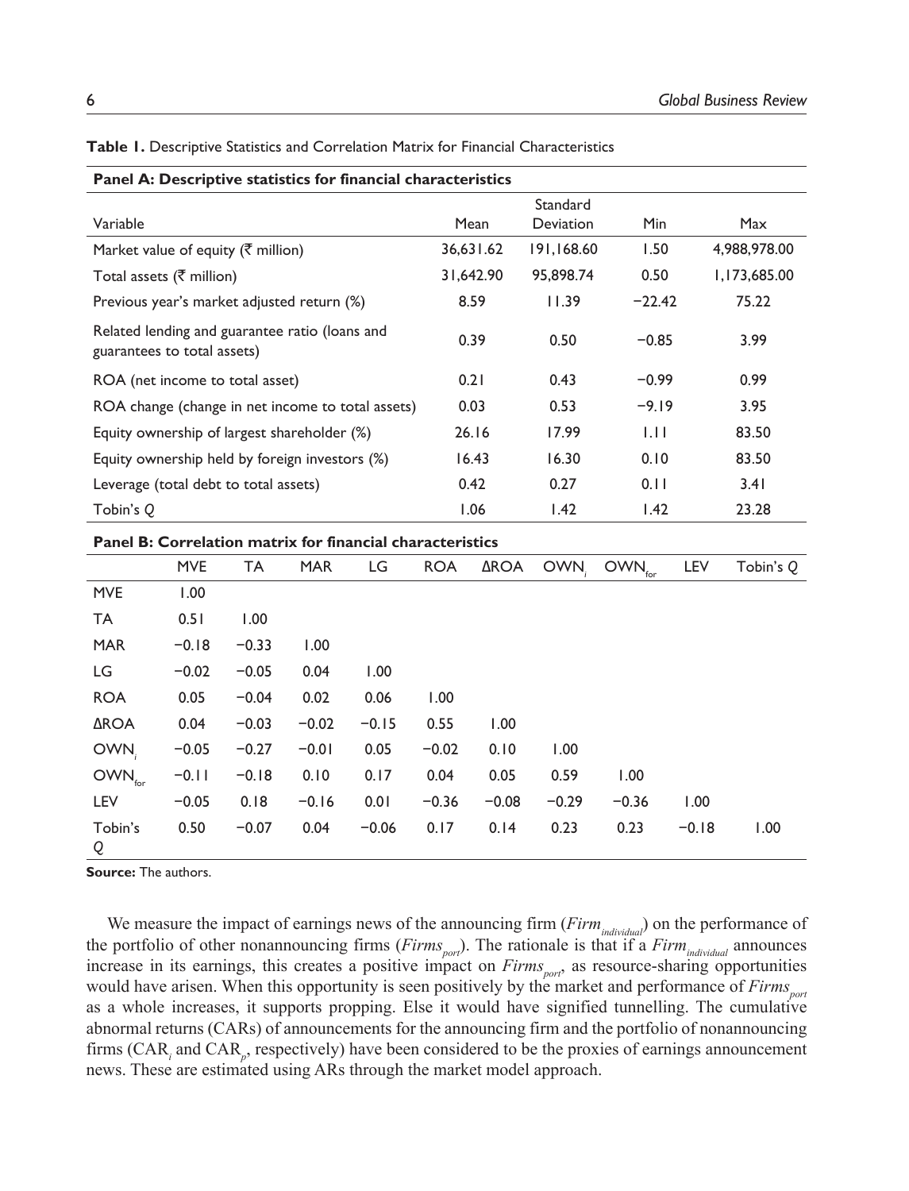**Table 1.** Descriptive Statistics and Correlation Matrix for Financial Characteristics

**Panel A: Descriptive statistics for financial characteristics**

| Variable | Mean | Standard Deviation | Min | Max |
|---|---|---|---|---|
| Market value of equity (₹ million) | 36,631.62 | 191,168.60 | 1.50 | 4,988,978.00 |
| Total assets (₹ million) | 31,642.90 | 95,898.74 | 0.50 | 1,173,685.00 |
| Previous year's market adjusted return (%) | 8.59 | 11.39 | −22.42 | 75.22 |
| Related lending and guarantee ratio (loans and guarantees to total assets) | 0.39 | 0.50 | −0.85 | 3.99 |
| ROA (net income to total asset) | 0.21 | 0.43 | −0.99 | 0.99 |
| ROA change (change in net income to total assets) | 0.03 | 0.53 | −9.19 | 3.95 |
| Equity ownership of largest shareholder (%) | 26.16 | 17.99 | 1.11 | 83.50 |
| Equity ownership held by foreign investors (%) | 16.43 | 16.30 | 0.10 | 83.50 |
| Leverage (total debt to total assets) | 0.42 | 0.27 | 0.11 | 3.41 |
| Tobin's *Q* | 1.06 | 1.42 | 1.42 | 23.28 |

**Panel B: Correlation matrix for financial characteristics**

| | MVE | TA | MAR | LG | ROA | ΔROA | $OWN_i$ | $OWN_{for}$ | LEV | Tobin's *Q* |
|---|---|---|---|---|---|---|---|---|---|---|
| MVE | 1.00 | | | | | | | | | |
| TA | 0.51 | 1.00 | | | | | | | | |
| MAR | −0.18 | −0.33 | 1.00 | | | | | | | |
| LG | −0.02 | −0.05 | 0.04 | 1.00 | | | | | | |
| ROA | 0.05 | −0.04 | 0.02 | 0.06 | 1.00 | | | | | |
| ΔROA | 0.04 | −0.03 | −0.02 | −0.15 | 0.55 | 1.00 | | | | |
| $OWN_i$ | −0.05 | −0.27 | −0.01 | 0.05 | −0.02 | 0.10 | 1.00 | | | |
| $OWN_{for}$ | −0.11 | −0.18 | 0.10 | 0.17 | 0.04 | 0.05 | 0.59 | 1.00 | | |
| LEV | −0.05 | 0.18 | −0.16 | 0.01 | −0.36 | −0.08 | −0.29 | −0.36 | 1.00 | |
| Tobin's *Q* | 0.50 | −0.07 | 0.04 | −0.06 | 0.17 | 0.14 | 0.23 | 0.23 | −0.18 | 1.00 |

**Source:** The authors.

We measure the impact of earnings news of the announcing firm ($Firm_{individual}$) on the performance of the portfolio of other nonannouncing firms ($Firms_{port}$). The rationale is that if a $Firm_{individual}$ announces increase in its earnings, this creates a positive impact on $Firms_{port}$, as resource-sharing opportunities would have arisen. When this opportunity is seen positively by the market and performance of $Firms_{port}$ as a whole increases, it supports propping. Else it would have signified tunnelling. The cumulative abnormal returns (CARs) of announcements for the announcing firm and the portfolio of nonannouncing firms ($CAR_i$ and $CAR_p$, respectively) have been considered to be the proxies of earnings announcement news. These are estimated using ARs through the market model approach.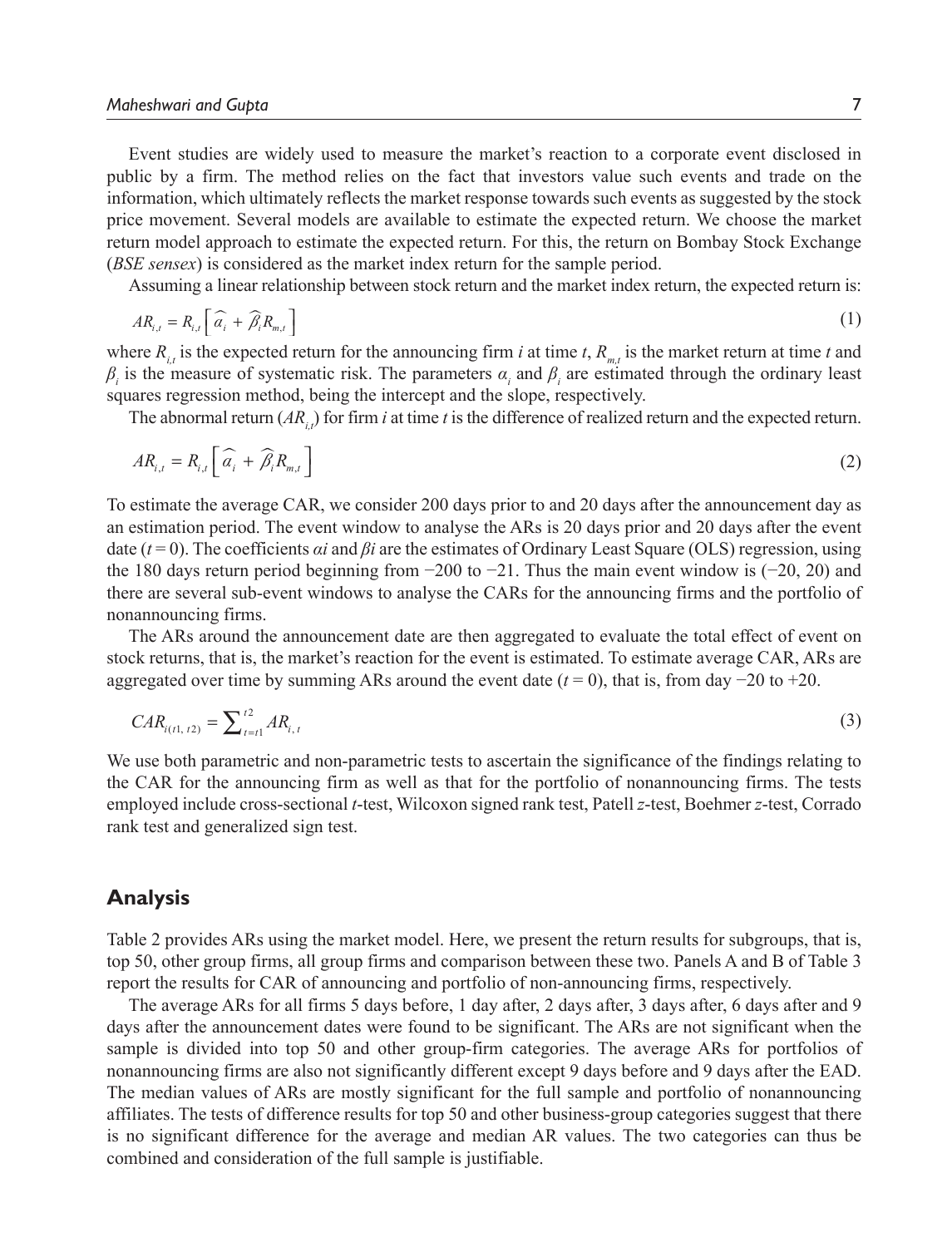Event studies are widely used to measure the market's reaction to a corporate event disclosed in public by a firm. The method relies on the fact that investors value such events and trade on the information, which ultimately reflects the market response towards such events as suggested by the stock price movement. Several models are available to estimate the expected return. We choose the market return model approach to estimate the expected return. For this, the return on Bombay Stock Exchange (*BSE sensex*) is considered as the market index return for the sample period.

Assuming a linear relationship between stock return and the market index return, the expected return is:

$$AR_{i,t} = R_{i,t}\left[\widehat{a_i} + \widehat{\beta_i} R_{m,t}\right] \tag{1}$$

where $R_{i,t}$ is the expected return for the announcing firm *i* at time *t*, $R_{m,t}$ is the market return at time *t* and $\beta_i$ is the measure of systematic risk. The parameters $\alpha_i$ and $\beta_i$ are estimated through the ordinary least squares regression method, being the intercept and the slope, respectively.

The abnormal return ($AR_{i,t}$) for firm *i* at time *t* is the difference of realized return and the expected return.

$$AR_{i,t} = R_{i,t}\left[\widehat{a_i} + \widehat{\beta_i} R_{m,t}\right] \tag{2}$$

To estimate the average CAR, we consider 200 days prior to and 20 days after the announcement day as an estimation period. The event window to analyse the ARs is 20 days prior and 20 days after the event date ($t = 0$). The coefficients $\alpha i$ and $\beta i$ are the estimates of Ordinary Least Square (OLS) regression, using the 180 days return period beginning from −200 to −21. Thus the main event window is (−20, 20) and there are several sub-event windows to analyse the CARs for the announcing firms and the portfolio of nonannouncing firms.

The ARs around the announcement date are then aggregated to evaluate the total effect of event on stock returns, that is, the market's reaction for the event is estimated. To estimate average CAR, ARs are aggregated over time by summing ARs around the event date ($t = 0$), that is, from day −20 to +20.

$$CAR_{i(t1,\, t2)} = \sum\nolimits_{t=t1}^{t2} AR_{i,\,t} \tag{3}$$

We use both parametric and non-parametric tests to ascertain the significance of the findings relating to the CAR for the announcing firm as well as that for the portfolio of nonannouncing firms. The tests employed include cross-sectional *t*-test, Wilcoxon signed rank test, Patell *z*-test, Boehmer *z*-test, Corrado rank test and generalized sign test.

## Analysis

Table 2 provides ARs using the market model. Here, we present the return results for subgroups, that is, top 50, other group firms, all group firms and comparison between these two. Panels A and B of Table 3 report the results for CAR of announcing and portfolio of non-announcing firms, respectively.

The average ARs for all firms 5 days before, 1 day after, 2 days after, 3 days after, 6 days after and 9 days after the announcement dates were found to be significant. The ARs are not significant when the sample is divided into top 50 and other group-firm categories. The average ARs for portfolios of nonannouncing firms are also not significantly different except 9 days before and 9 days after the EAD. The median values of ARs are mostly significant for the full sample and portfolio of nonannouncing affiliates. The tests of difference results for top 50 and other business-group categories suggest that there is no significant difference for the average and median AR values. The two categories can thus be combined and consideration of the full sample is justifiable.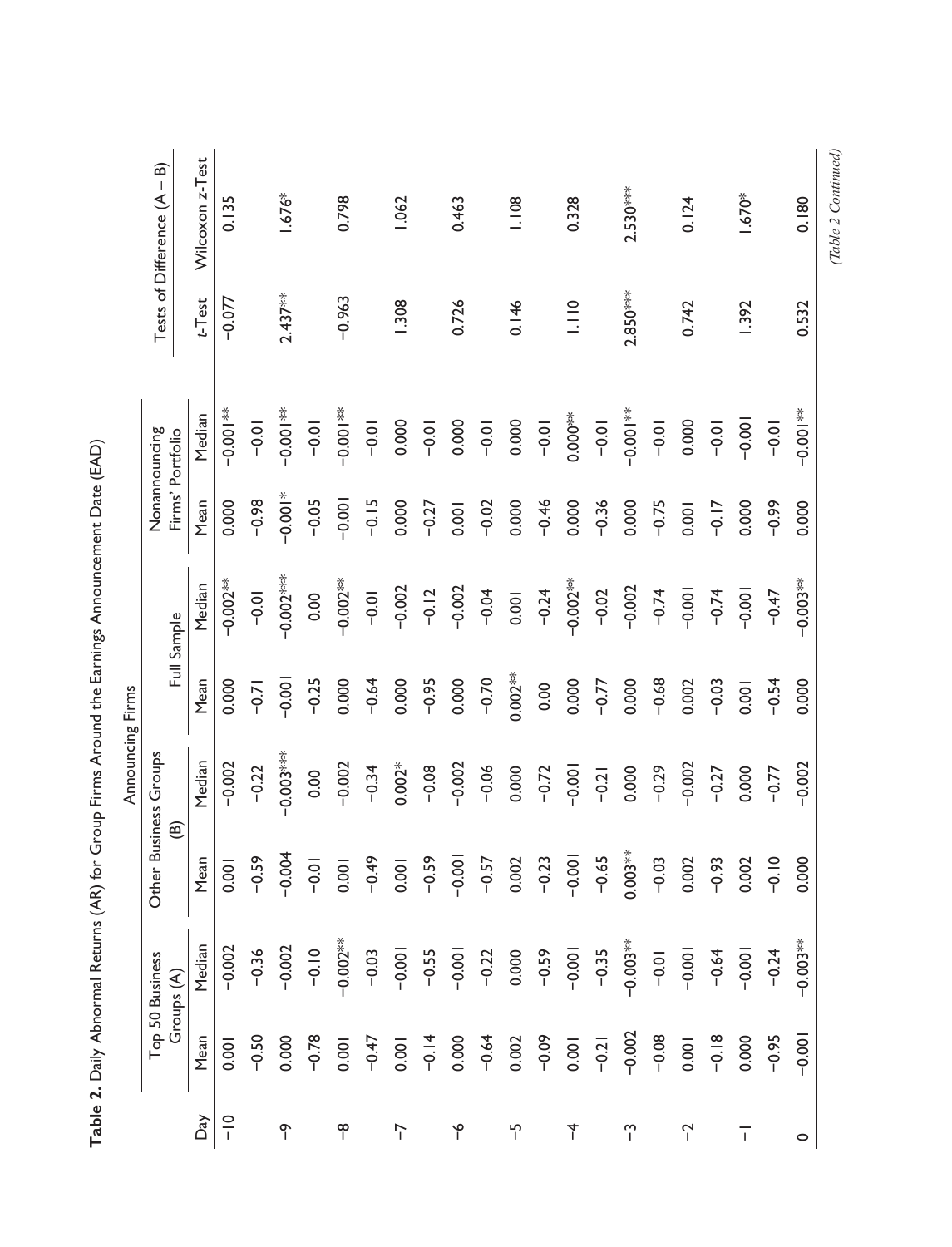**Table 2.** Daily Abnormal Returns (AR) for Group Firms Around the Earnings Announcement Date (EAD)

| | Announcing Firms | | | | | | Nonannouncing Firms' Portfolio | | Tests of Difference (A – B) | |
|---|---|---|---|---|---|---|---|---|---|---|
| | Top 50 Business Groups (A) | | Other Business Groups (B) | | Full Sample | | | | | |
| Day | Mean | Median | Mean | Median | Mean | Median | Mean | Median | *t*-Test | Wilcoxon *z*-Test |
| −10 | 0.001 | −0.002 | 0.001 | −0.002 | 0.000 | −0.002** | 0.000 | −0.001** | −0.077 | 0.135 |
| | −0.50 | −0.36 | −0.59 | −0.22 | −0.71 | −0.01 | −0.98 | −0.01 | | |
| −9 | 0.000 | −0.002 | −0.004 | −0.003*** | −0.001 | −0.002*** | −0.001* | −0.001** | 2.437** | 1.676* |
| | −0.78 | −0.10 | −0.01 | 0.00 | −0.25 | 0.00 | −0.05 | −0.01 | | |
| −8 | 0.001 | −0.002** | 0.001 | −0.002 | 0.000 | −0.002** | −0.001 | −0.001** | −0.963 | 0.798 |
| | −0.47 | −0.03 | −0.49 | −0.34 | −0.64 | −0.01 | −0.15 | −0.01 | | |
| −7 | 0.001 | −0.001 | 0.001 | 0.002* | 0.000 | −0.002 | 0.000 | 0.000 | 1.308 | 1.062 |
| | −0.14 | −0.55 | −0.59 | −0.08 | −0.95 | −0.12 | −0.27 | −0.01 | | |
| −6 | 0.000 | −0.001 | −0.001 | −0.002 | 0.000 | −0.002 | 0.001 | 0.000 | 0.726 | 0.463 |
| | −0.64 | −0.22 | −0.57 | −0.06 | −0.70 | −0.04 | −0.02 | −0.01 | | |
| −5 | 0.002 | 0.000 | 0.002 | 0.000 | 0.002** | 0.001 | 0.000 | 0.000 | 0.146 | 1.108 |
| | −0.09 | −0.59 | −0.23 | −0.72 | 0.00 | −0.24 | −0.46 | −0.01 | | |
| −4 | 0.001 | −0.001 | −0.001 | −0.001 | 0.000 | −0.002** | 0.000 | 0.000** | 1.110 | 0.328 |
| | −0.21 | −0.35 | −0.65 | −0.21 | −0.77 | −0.02 | −0.36 | −0.01 | | |
| −3 | −0.002 | −0.003** | 0.003** | 0.000 | 0.000 | −0.002 | 0.000 | −0.001** | 2.850*** | 2.530** |
| | −0.08 | −0.01 | −0.03 | −0.29 | −0.68 | −0.74 | −0.75 | −0.01 | | |
| −2 | 0.001 | −0.001 | 0.002 | −0.002 | 0.002 | −0.001 | 0.001 | 0.000 | 0.742 | 0.124 |
| | −0.18 | −0.64 | −0.93 | −0.27 | −0.03 | −0.74 | −0.17 | −0.01 | | |
| −1 | 0.000 | −0.001 | 0.002 | 0.000 | 0.001 | −0.001 | 0.000 | −0.001 | 1.392 | 1.670* |
| | −0.95 | −0.24 | −0.10 | −0.77 | −0.54 | −0.47 | −0.99 | −0.01 | | |
| 0 | −0.001 | −0.003** | 0.000 | −0.002 | 0.000 | −0.003** | 0.000 | −0.001** | 0.532 | 0.180 |

*(Table 2 Continued)*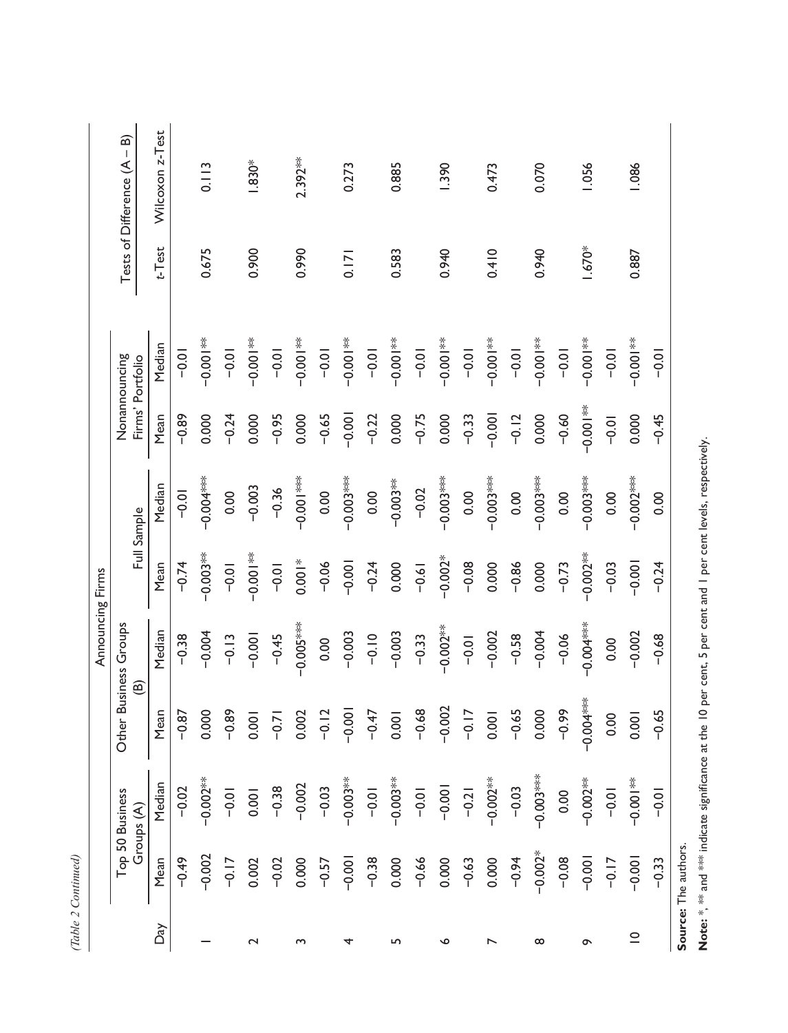*(Table 2 Continued)*

| Day | Announcing Firms | | | | | | Nonannouncing Firms' Portfolio | | Tests of Difference (A – B) | |
|---|---|---|---|---|---|---|---|---|---|---|
| | Top 50 Business Groups (A) | | Other Business Groups (B) | | Full Sample | | | | | |
| | Mean | Median | Mean | Median | Mean | Median | Mean | Median | t-Test | Wilcoxon z-Test |
| | −0.49 | −0.02 | −0.87 | −0.38 | −0.74 | −0.01 | −0.89 | −0.01 | | |
| 1 | −0.002 | −0.002** | 0.000 | −0.004 | −0.003** | −0.004*** | 0.000 | −0.001** | 0.675 | 0.113 |
| | −0.17 | −0.01 | −0.89 | −0.13 | −0.01 | 0.00 | −0.24 | −0.01 | | |
| 2 | 0.002 | 0.001 | 0.001 | −0.001 | −0.001** | −0.003 | 0.000 | −0.001** | 0.900 | 1.830* |
| | −0.02 | −0.38 | −0.71 | −0.45 | −0.01 | −0.36 | −0.95 | −0.01 | | |
| 3 | 0.000 | −0.002 | 0.002 | −0.005*** | 0.001* | −0.001*** | 0.000 | −0.001** | 0.990 | 2.392** |
| | −0.57 | −0.03 | −0.12 | 0.00 | −0.06 | 0.00 | −0.65 | −0.01 | | |
| 4 | −0.001 | −0.003** | −0.001 | −0.003 | −0.001 | −0.003*** | −0.001 | −0.001** | 0.171 | 0.273 |
| | −0.38 | −0.01 | −0.47 | −0.10 | −0.24 | 0.00 | −0.22 | −0.01 | | |
| 5 | 0.000 | −0.003** | 0.001 | −0.003 | 0.000 | −0.003** | 0.000 | −0.001** | 0.583 | 0.885 |
| | −0.66 | −0.01 | −0.68 | −0.33 | −0.61 | −0.02 | −0.75 | −0.01 | | |
| 6 | 0.000 | −0.001 | −0.002 | −0.002** | −0.002* | −0.003*** | 0.000 | −0.001** | 0.940 | 1.390 |
| | −0.63 | −0.21 | −0.17 | −0.01 | −0.08 | 0.00 | −0.33 | −0.01 | | |
| 7 | 0.000 | −0.002** | 0.001 | −0.002 | 0.000 | −0.003*** | −0.001 | −0.001** | 0.410 | 0.473 |
| | −0.94 | −0.03 | −0.65 | −0.58 | −0.86 | 0.00 | −0.12 | −0.01 | | |
| 8 | −0.002* | −0.003*** | 0.000 | −0.004 | 0.000 | −0.003*** | 0.000 | −0.001** | 0.940 | 0.070 |
| | −0.08 | 0.00 | −0.99 | −0.06 | −0.73 | 0.00 | −0.60 | −0.01 | | |
| 9 | −0.001 | −0.002** | −0.004*** | −0.004*** | −0.002** | −0.003*** | −0.001** | −0.001** | 1.670* | 1.056 |
| | −0.17 | −0.01 | 0.00 | 0.00 | −0.03 | 0.00 | −0.01 | −0.01 | | |
| 10 | −0.001 | −0.001** | 0.001 | −0.002 | −0.001 | −0.002*** | 0.000 | −0.001** | 0.887 | 1.086 |
| | −0.33 | −0.01 | −0.65 | −0.68 | −0.24 | 0.00 | −0.45 | −0.01 | | |

**Source:** The authors.

**Note:** *, ** and *** indicate significance at the 10 per cent, 5 per cent and 1 per cent levels, respectively.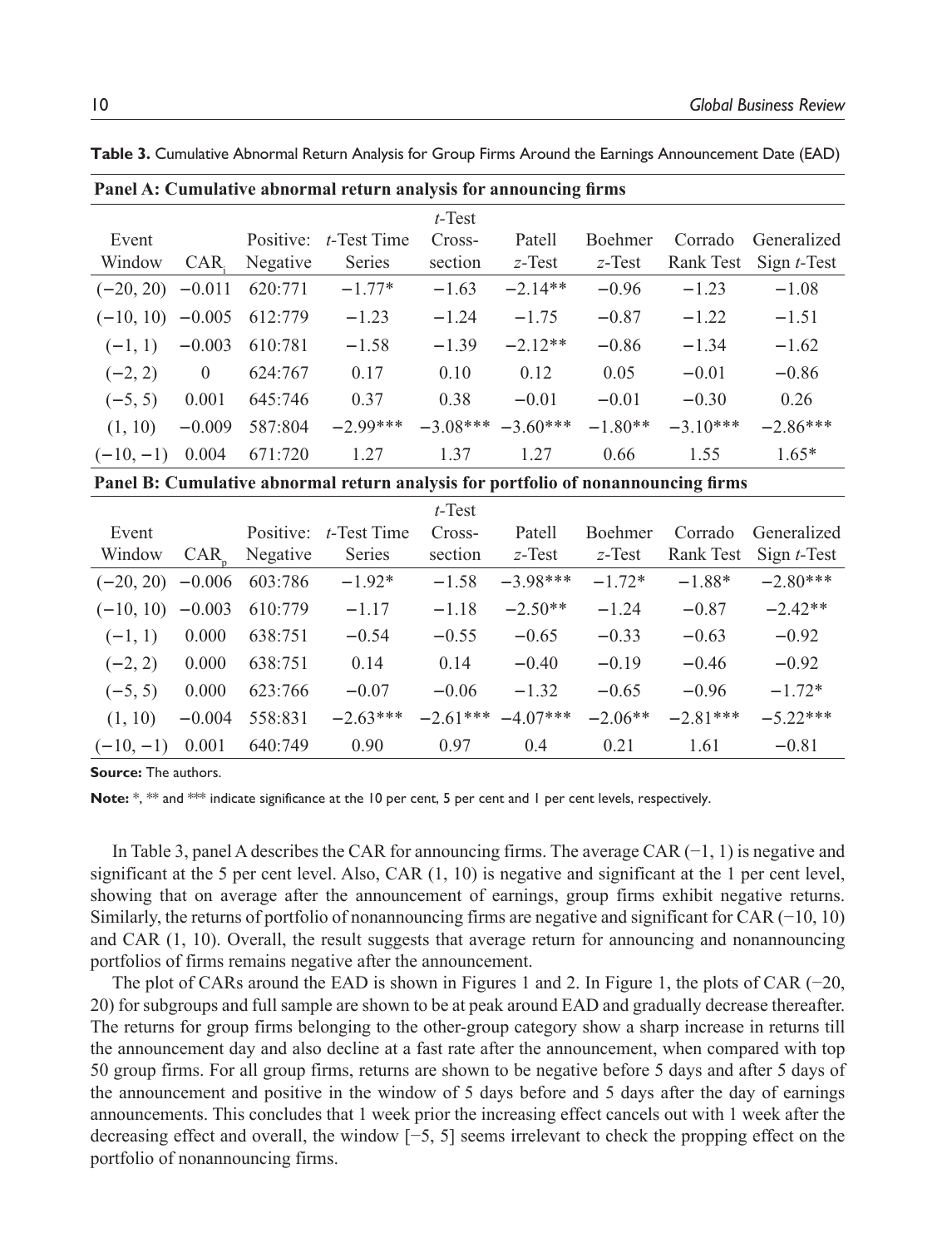**Table 3.** Cumulative Abnormal Return Analysis for Group Firms Around the Earnings Announcement Date (EAD)

| Panel A: Cumulative abnormal return analysis for announcing firms | | | | | | | | |
|---|---|---|---|---|---|---|---|---|
| Event Window | $CAR_i$ | Positive: Negative | *t*-Test Time Series | *t*-Test Cross-section | Patell *z*-Test | Boehmer *z*-Test | Corrado Rank Test | Generalized Sign *t*-Test |
| (−20, 20) | −0.011 | 620:771 | −1.77* | −1.63 | −2.14** | −0.96 | −1.23 | −1.08 |
| (−10, 10) | −0.005 | 612:779 | −1.23 | −1.24 | −1.75 | −0.87 | −1.22 | −1.51 |
| (−1, 1) | −0.003 | 610:781 | −1.58 | −1.39 | −2.12** | −0.86 | −1.34 | −1.62 |
| (−2, 2) | 0 | 624:767 | 0.17 | 0.10 | 0.12 | 0.05 | −0.01 | −0.86 |
| (−5, 5) | 0.001 | 645:746 | 0.37 | 0.38 | −0.01 | −0.01 | −0.30 | 0.26 |
| (1, 10) | −0.009 | 587:804 | −2.99*** | −3.08*** | −3.60*** | −1.80** | −3.10*** | −2.86*** |
| (−10, −1) | 0.004 | 671:720 | 1.27 | 1.37 | 1.27 | 0.66 | 1.55 | 1.65* |
| **Panel B: Cumulative abnormal return analysis for portfolio of nonannouncing firms** | | | | | | | | |
| Event Window | $CAR_p$ | Positive: Negative | *t*-Test Time Series | *t*-Test Cross-section | Patell *z*-Test | Boehmer *z*-Test | Corrado Rank Test | Generalized Sign *t*-Test |
| (−20, 20) | −0.006 | 603:786 | −1.92* | −1.58 | −3.98*** | −1.72* | −1.88* | −2.80*** |
| (−10, 10) | −0.003 | 610:779 | −1.17 | −1.18 | −2.50** | −1.24 | −0.87 | −2.42** |
| (−1, 1) | 0.000 | 638:751 | −0.54 | −0.55 | −0.65 | −0.33 | −0.63 | −0.92 |
| (−2, 2) | 0.000 | 638:751 | 0.14 | 0.14 | −0.40 | −0.19 | −0.46 | −0.92 |
| (−5, 5) | 0.000 | 623:766 | −0.07 | −0.06 | −1.32 | −0.65 | −0.96 | −1.72* |
| (1, 10) | −0.004 | 558:831 | −2.63*** | −2.61*** | −4.07*** | −2.06** | −2.81*** | −5.22*** |
| (−10, −1) | 0.001 | 640:749 | 0.90 | 0.97 | 0.4 | 0.21 | 1.61 | −0.81 |

**Source:** The authors.

**Note:** *, ** and *** indicate significance at the 10 per cent, 5 per cent and 1 per cent levels, respectively.

In Table 3, panel A describes the CAR for announcing firms. The average CAR (−1, 1) is negative and significant at the 5 per cent level. Also, CAR (1, 10) is negative and significant at the 1 per cent level, showing that on average after the announcement of earnings, group firms exhibit negative returns. Similarly, the returns of portfolio of nonannouncing firms are negative and significant for CAR (−10, 10) and CAR (1, 10). Overall, the result suggests that average return for announcing and nonannouncing portfolios of firms remains negative after the announcement.

The plot of CARs around the EAD is shown in Figures 1 and 2. In Figure 1, the plots of CAR (−20, 20) for subgroups and full sample are shown to be at peak around EAD and gradually decrease thereafter. The returns for group firms belonging to the other-group category show a sharp increase in returns till the announcement day and also decline at a fast rate after the announcement, when compared with top 50 group firms. For all group firms, returns are shown to be negative before 5 days and after 5 days of the announcement and positive in the window of 5 days before and 5 days after the day of earnings announcements. This concludes that 1 week prior the increasing effect cancels out with 1 week after the decreasing effect and overall, the window [−5, 5] seems irrelevant to check the propping effect on the portfolio of nonannouncing firms.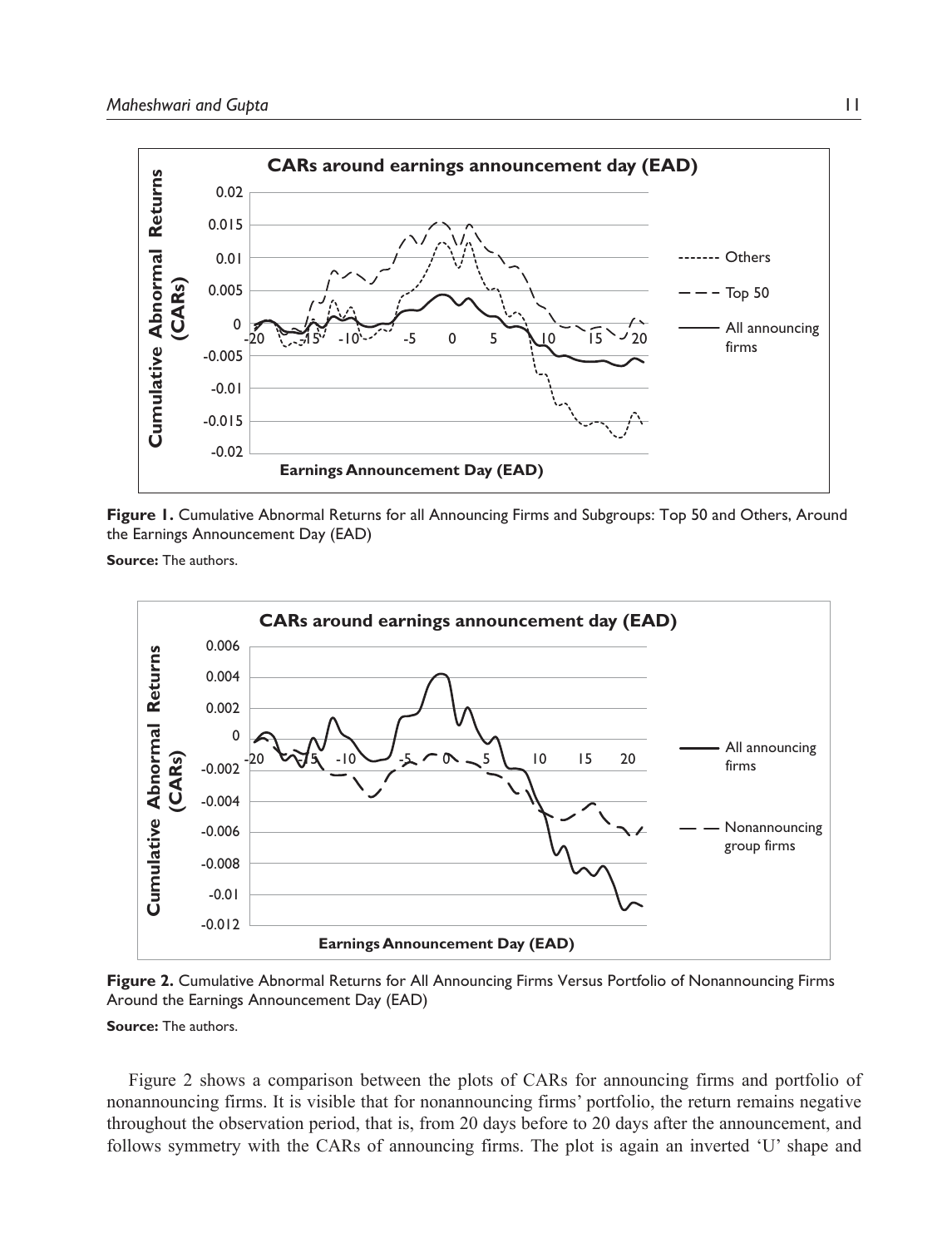Figure 1. Cumulative Abnormal Returns for all Announcing Firms and Subgroups: Top 50 and Others, Around the Earnings Announcement Day (EAD)

**Source:** The authors.

Figure 2. Cumulative Abnormal Returns for All Announcing Firms Versus Portfolio of Nonannouncing Firms Around the Earnings Announcement Day (EAD)

**Source:** The authors.

Figure 2 shows a comparison between the plots of CARs for announcing firms and portfolio of nonannouncing firms. It is visible that for nonannouncing firms' portfolio, the return remains negative throughout the observation period, that is, from 20 days before to 20 days after the announcement, and follows symmetry with the CARs of announcing firms. The plot is again an inverted 'U' shape and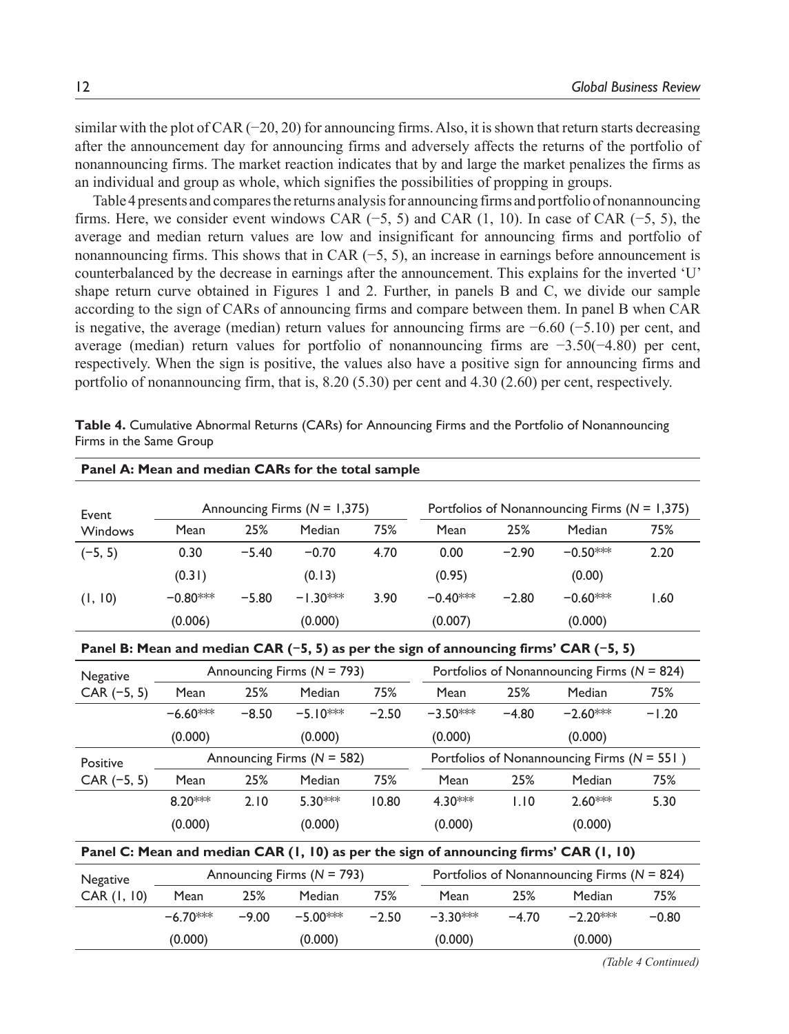similar with the plot of CAR (−20, 20) for announcing firms. Also, it is shown that return starts decreasing after the announcement day for announcing firms and adversely affects the returns of the portfolio of nonannouncing firms. The market reaction indicates that by and large the market penalizes the firms as an individual and group as whole, which signifies the possibilities of propping in groups.

Table 4 presents and compares the returns analysis for announcing firms and portfolio of nonannouncing firms. Here, we consider event windows CAR (−5, 5) and CAR (1, 10). In case of CAR (−5, 5), the average and median return values are low and insignificant for announcing firms and portfolio of nonannouncing firms. This shows that in CAR (−5, 5), an increase in earnings before announcement is counterbalanced by the decrease in earnings after the announcement. This explains for the inverted 'U' shape return curve obtained in Figures 1 and 2. Further, in panels B and C, we divide our sample according to the sign of CARs of announcing firms and compare between them. In panel B when CAR is negative, the average (median) return values for announcing firms are −6.60 (−5.10) per cent, and average (median) return values for portfolio of nonannouncing firms are −3.50(−4.80) per cent, respectively. When the sign is positive, the values also have a positive sign for announcing firms and portfolio of nonannouncing firm, that is, 8.20 (5.30) per cent and 4.30 (2.60) per cent, respectively.

**Table 4.** Cumulative Abnormal Returns (CARs) for Announcing Firms and the Portfolio of Nonannouncing Firms in the Same Group

**Panel A: Mean and median CARs for the total sample**

| Event Windows | Announcing Firms ($N$ = 1,375) | | | | Portfolios of Nonannouncing Firms ($N$ = 1,375) | | | |
|---|---|---|---|---|---|---|---|---|
| | Mean | 25% | Median | 75% | Mean | 25% | Median | 75% |
| (−5, 5) | 0.30 | −5.40 | −0.70 | 4.70 | 0.00 | −2.90 | −0.50*** | 2.20 |
| | (0.31) | | (0.13) | | (0.95) | | (0.00) | |
| (1, 10) | −0.80*** | −5.80 | −1.30*** | 3.90 | −0.40*** | −2.80 | −0.60*** | 1.60 |
| | (0.006) | | (0.000) | | (0.007) | | (0.000) | |

**Panel B: Mean and median CAR (−5, 5) as per the sign of announcing firms' CAR (−5, 5)**

| Negative CAR (−5, 5) | Announcing Firms ($N$ = 793) | | | | Portfolios of Nonannouncing Firms ($N$ = 824) | | | |
|---|---|---|---|---|---|---|---|---|
| | Mean | 25% | Median | 75% | Mean | 25% | Median | 75% |
| | −6.60*** | −8.50 | −5.10*** | −2.50 | −3.50*** | −4.80 | −2.60*** | −1.20 |
| | (0.000) | | (0.000) | | (0.000) | | (0.000) | |
| **Positive CAR (−5, 5)** | **Announcing Firms ($N$ = 582)** | | | | **Portfolios of Nonannouncing Firms ($N$ = 551 )** | | | |
| | Mean | 25% | Median | 75% | Mean | 25% | Median | 75% |
| | 8.20*** | 2.10 | 5.30*** | 10.80 | 4.30*** | 1.10 | 2.60*** | 5.30 |
| | (0.000) | | (0.000) | | (0.000) | | (0.000) | |

**Panel C: Mean and median CAR (1, 10) as per the sign of announcing firms' CAR (1, 10)**

| Negative CAR (1, 10) | Announcing Firms ($N$ = 793) | | | | Portfolios of Nonannouncing Firms ($N$ = 824) | | | |
|---|---|---|---|---|---|---|---|---|
| | Mean | 25% | Median | 75% | Mean | 25% | Median | 75% |
| | −6.70*** | −9.00 | −5.00*** | −2.50 | −3.30*** | −4.70 | −2.20*** | −0.80 |
| | (0.000) | | (0.000) | | (0.000) | | (0.000) | |

*(Table 4 Continued)*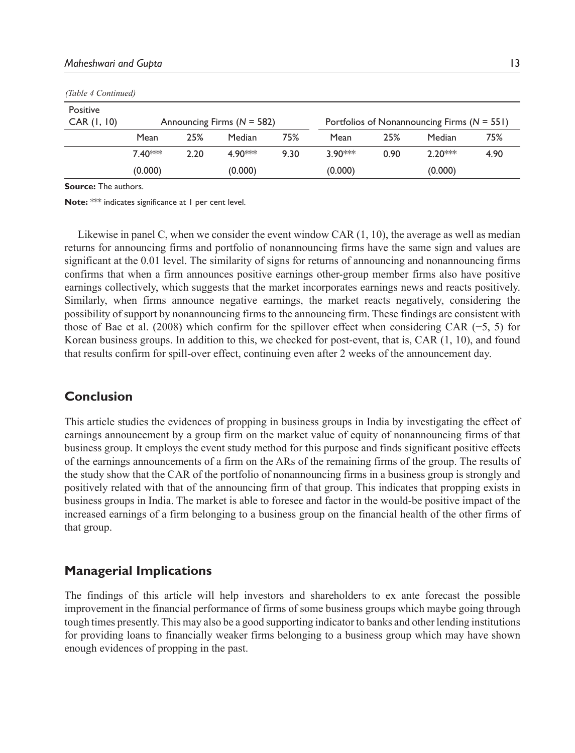*(Table 4 Continued)*

| Positive CAR (1, 10) | Announcing Firms (*N* = 582) | | | | Portfolios of Nonannouncing Firms (*N* = 551) | | | |
|---|---|---|---|---|---|---|---|---|
| | Mean | 25% | Median | 75% | Mean | 25% | Median | 75% |
| | 7.40*** | 2.20 | 4.90*** | 9.30 | 3.90*** | 0.90 | 2.20*** | 4.90 |
| | (0.000) | | (0.000) | | (0.000) | | (0.000) | |

**Source:** The authors.

**Note:** *** indicates significance at 1 per cent level.

Likewise in panel C, when we consider the event window CAR (1, 10), the average as well as median returns for announcing firms and portfolio of nonannouncing firms have the same sign and values are significant at the 0.01 level. The similarity of signs for returns of announcing and nonannouncing firms confirms that when a firm announces positive earnings other-group member firms also have positive earnings collectively, which suggests that the market incorporates earnings news and reacts positively. Similarly, when firms announce negative earnings, the market reacts negatively, considering the possibility of support by nonannouncing firms to the announcing firm. These findings are consistent with those of Bae et al. (2008) which confirm for the spillover effect when considering CAR (−5, 5) for Korean business groups. In addition to this, we checked for post-event, that is, CAR (1, 10), and found that results confirm for spill-over effect, continuing even after 2 weeks of the announcement day.

## Conclusion

This article studies the evidences of propping in business groups in India by investigating the effect of earnings announcement by a group firm on the market value of equity of nonannouncing firms of that business group. It employs the event study method for this purpose and finds significant positive effects of the earnings announcements of a firm on the ARs of the remaining firms of the group. The results of the study show that the CAR of the portfolio of nonannouncing firms in a business group is strongly and positively related with that of the announcing firm of that group. This indicates that propping exists in business groups in India. The market is able to foresee and factor in the would-be positive impact of the increased earnings of a firm belonging to a business group on the financial health of the other firms of that group.

## Managerial Implications

The findings of this article will help investors and shareholders to ex ante forecast the possible improvement in the financial performance of firms of some business groups which maybe going through tough times presently. This may also be a good supporting indicator to banks and other lending institutions for providing loans to financially weaker firms belonging to a business group which may have shown enough evidences of propping in the past.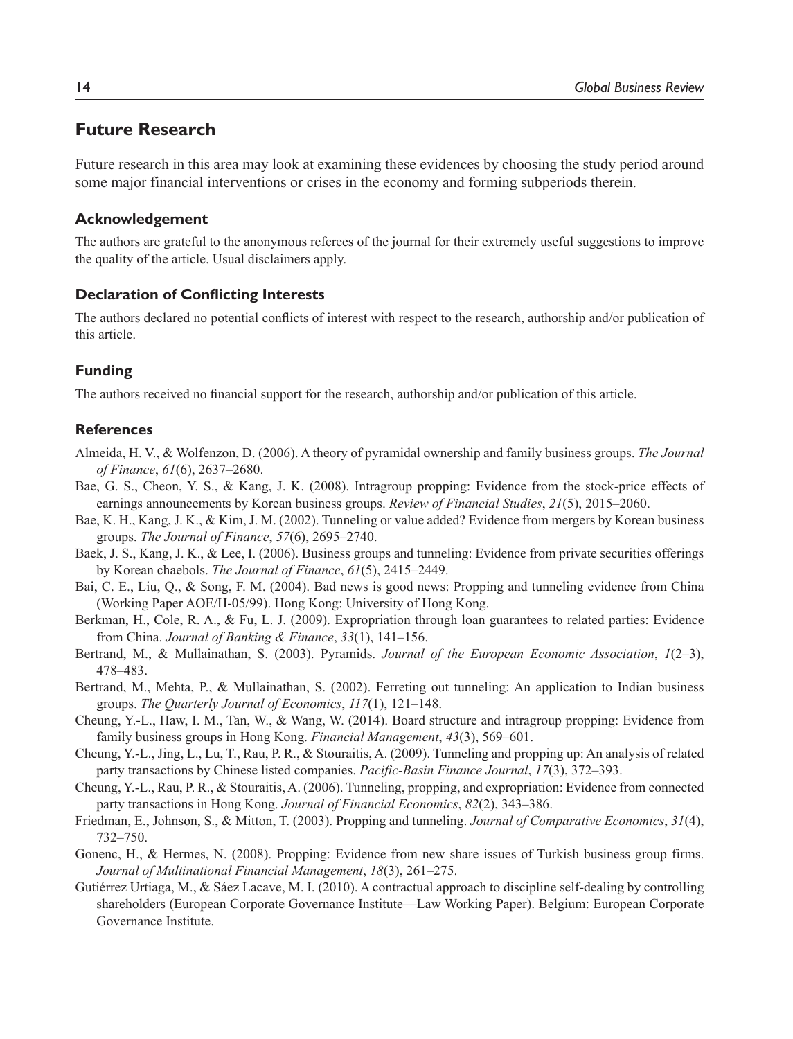## Future Research

Future research in this area may look at examining these evidences by choosing the study period around some major financial interventions or crises in the economy and forming subperiods therein.

### Acknowledgement

The authors are grateful to the anonymous referees of the journal for their extremely useful suggestions to improve the quality of the article. Usual disclaimers apply.

### Declaration of Conflicting Interests

The authors declared no potential conflicts of interest with respect to the research, authorship and/or publication of this article.

### Funding

The authors received no financial support for the research, authorship and/or publication of this article.

### References

Almeida, H. V., & Wolfenzon, D. (2006). A theory of pyramidal ownership and family business groups. *The Journal of Finance*, *61*(6), 2637–2680.

Bae, G. S., Cheon, Y. S., & Kang, J. K. (2008). Intragroup propping: Evidence from the stock-price effects of earnings announcements by Korean business groups. *Review of Financial Studies*, *21*(5), 2015–2060.

Bae, K. H., Kang, J. K., & Kim, J. M. (2002). Tunneling or value added? Evidence from mergers by Korean business groups. *The Journal of Finance*, *57*(6), 2695–2740.

Baek, J. S., Kang, J. K., & Lee, I. (2006). Business groups and tunneling: Evidence from private securities offerings by Korean chaebols. *The Journal of Finance*, *61*(5), 2415–2449.

Bai, C. E., Liu, Q., & Song, F. M. (2004). Bad news is good news: Propping and tunneling evidence from China (Working Paper AOE/H-05/99). Hong Kong: University of Hong Kong.

Berkman, H., Cole, R. A., & Fu, L. J. (2009). Expropriation through loan guarantees to related parties: Evidence from China. *Journal of Banking & Finance*, *33*(1), 141–156.

Bertrand, M., & Mullainathan, S. (2003). Pyramids. *Journal of the European Economic Association*, *1*(2–3), 478–483.

Bertrand, M., Mehta, P., & Mullainathan, S. (2002). Ferreting out tunneling: An application to Indian business groups. *The Quarterly Journal of Economics*, *117*(1), 121–148.

Cheung, Y.-L., Haw, I. M., Tan, W., & Wang, W. (2014). Board structure and intragroup propping: Evidence from family business groups in Hong Kong. *Financial Management*, *43*(3), 569–601.

Cheung, Y.-L., Jing, L., Lu, T., Rau, P. R., & Stouraitis, A. (2009). Tunneling and propping up: An analysis of related party transactions by Chinese listed companies. *Pacific-Basin Finance Journal*, *17*(3), 372–393.

Cheung, Y.-L., Rau, P. R., & Stouraitis, A. (2006). Tunneling, propping, and expropriation: Evidence from connected party transactions in Hong Kong. *Journal of Financial Economics*, *82*(2), 343–386.

Friedman, E., Johnson, S., & Mitton, T. (2003). Propping and tunneling. *Journal of Comparative Economics*, *31*(4), 732–750.

Gonenc, H., & Hermes, N. (2008). Propping: Evidence from new share issues of Turkish business group firms. *Journal of Multinational Financial Management*, *18*(3), 261–275.

Gutiérrez Urtiaga, M., & Sáez Lacave, M. I. (2010). A contractual approach to discipline self-dealing by controlling shareholders (European Corporate Governance Institute—Law Working Paper). Belgium: European Corporate Governance Institute.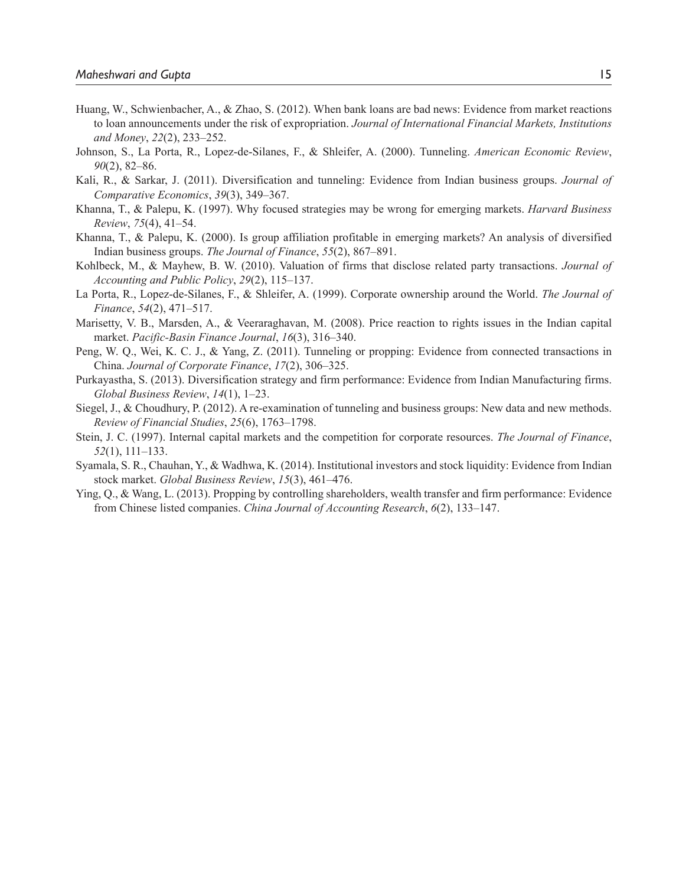Huang, W., Schwienbacher, A., & Zhao, S. (2012). When bank loans are bad news: Evidence from market reactions to loan announcements under the risk of expropriation. *Journal of International Financial Markets, Institutions and Money*, *22*(2), 233–252.

Johnson, S., La Porta, R., Lopez-de-Silanes, F., & Shleifer, A. (2000). Tunneling. *American Economic Review*, *90*(2), 82–86.

Kali, R., & Sarkar, J. (2011). Diversification and tunneling: Evidence from Indian business groups. *Journal of Comparative Economics*, *39*(3), 349–367.

Khanna, T., & Palepu, K. (1997). Why focused strategies may be wrong for emerging markets. *Harvard Business Review*, *75*(4), 41–54.

Khanna, T., & Palepu, K. (2000). Is group affiliation profitable in emerging markets? An analysis of diversified Indian business groups. *The Journal of Finance*, *55*(2), 867–891.

Kohlbeck, M., & Mayhew, B. W. (2010). Valuation of firms that disclose related party transactions. *Journal of Accounting and Public Policy*, *29*(2), 115–137.

La Porta, R., Lopez-de-Silanes, F., & Shleifer, A. (1999). Corporate ownership around the World. *The Journal of Finance*, *54*(2), 471–517.

Marisetty, V. B., Marsden, A., & Veeraraghavan, M. (2008). Price reaction to rights issues in the Indian capital market. *Pacific-Basin Finance Journal*, *16*(3), 316–340.

Peng, W. Q., Wei, K. C. J., & Yang, Z. (2011). Tunneling or propping: Evidence from connected transactions in China. *Journal of Corporate Finance*, *17*(2), 306–325.

Purkayastha, S. (2013). Diversification strategy and firm performance: Evidence from Indian Manufacturing firms. *Global Business Review*, *14*(1), 1–23.

Siegel, J., & Choudhury, P. (2012). A re-examination of tunneling and business groups: New data and new methods. *Review of Financial Studies*, *25*(6), 1763–1798.

Stein, J. C. (1997). Internal capital markets and the competition for corporate resources. *The Journal of Finance*, *52*(1), 111–133.

Syamala, S. R., Chauhan, Y., & Wadhwa, K. (2014). Institutional investors and stock liquidity: Evidence from Indian stock market. *Global Business Review*, *15*(3), 461–476.

Ying, Q., & Wang, L. (2013). Propping by controlling shareholders, wealth transfer and firm performance: Evidence from Chinese listed companies. *China Journal of Accounting Research*, *6*(2), 133–147.